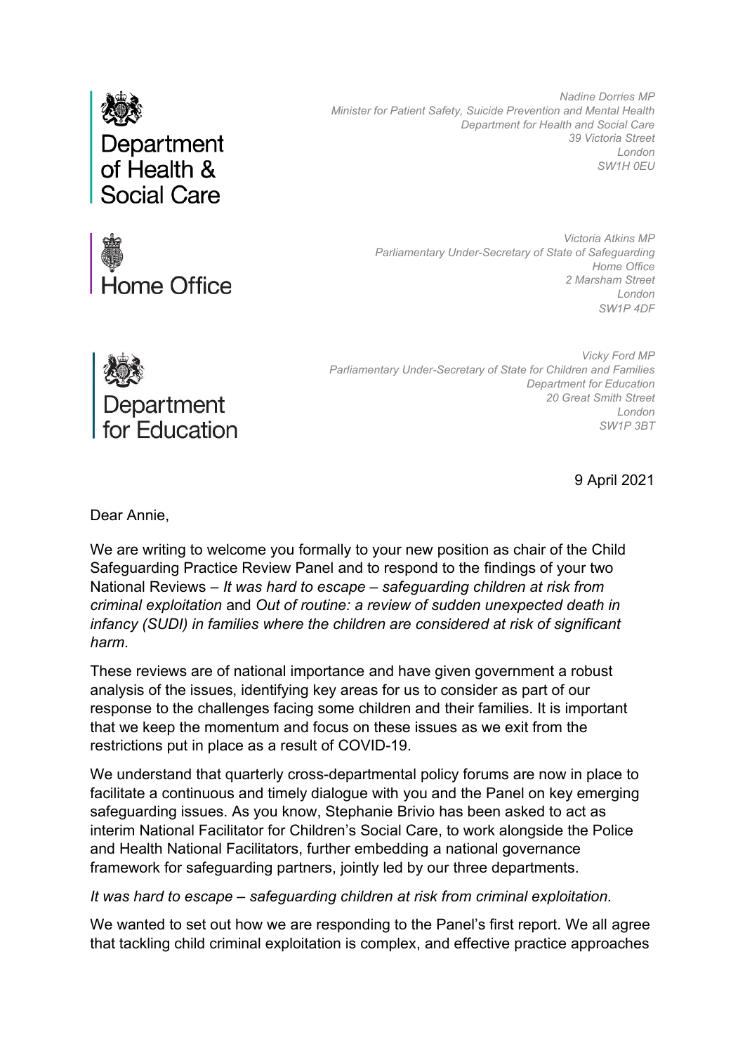Department of Health & Social Care

*Nadine Dorries MP*
*Minister for Patient Safety, Suicide Prevention and Mental Health*
*Department for Health and Social Care*
*39 Victoria Street*
*London*
*SW1H 0EU*

Home Office

*Victoria Atkins MP*
*Parliamentary Under-Secretary of State of Safeguarding*
*Home Office*
*2 Marsham Street*
*London*
*SW1P 4DF*

Department for Education

*Vicky Ford MP*
*Parliamentary Under-Secretary of State for Children and Families*
*Department for Education*
*20 Great Smith Street*
*London*
*SW1P 3BT*

9 April 2021

Dear Annie,

We are writing to welcome you formally to your new position as chair of the Child Safeguarding Practice Review Panel and to respond to the findings of your two National Reviews – *It was hard to escape – safeguarding children at risk from criminal exploitation* and *Out of routine: a review of sudden unexpected death in infancy (SUDI) in families where the children are considered at risk of significant harm*.

These reviews are of national importance and have given government a robust analysis of the issues, identifying key areas for us to consider as part of our response to the challenges facing some children and their families. It is important that we keep the momentum and focus on these issues as we exit from the restrictions put in place as a result of COVID-19.

We understand that quarterly cross-departmental policy forums are now in place to facilitate a continuous and timely dialogue with you and the Panel on key emerging safeguarding issues. As you know, Stephanie Brivio has been asked to act as interim National Facilitator for Children's Social Care, to work alongside the Police and Health National Facilitators, further embedding a national governance framework for safeguarding partners, jointly led by our three departments.

*It was hard to escape – safeguarding children at risk from criminal exploitation.*

We wanted to set out how we are responding to the Panel's first report. We all agree that tackling child criminal exploitation is complex, and effective practice approaches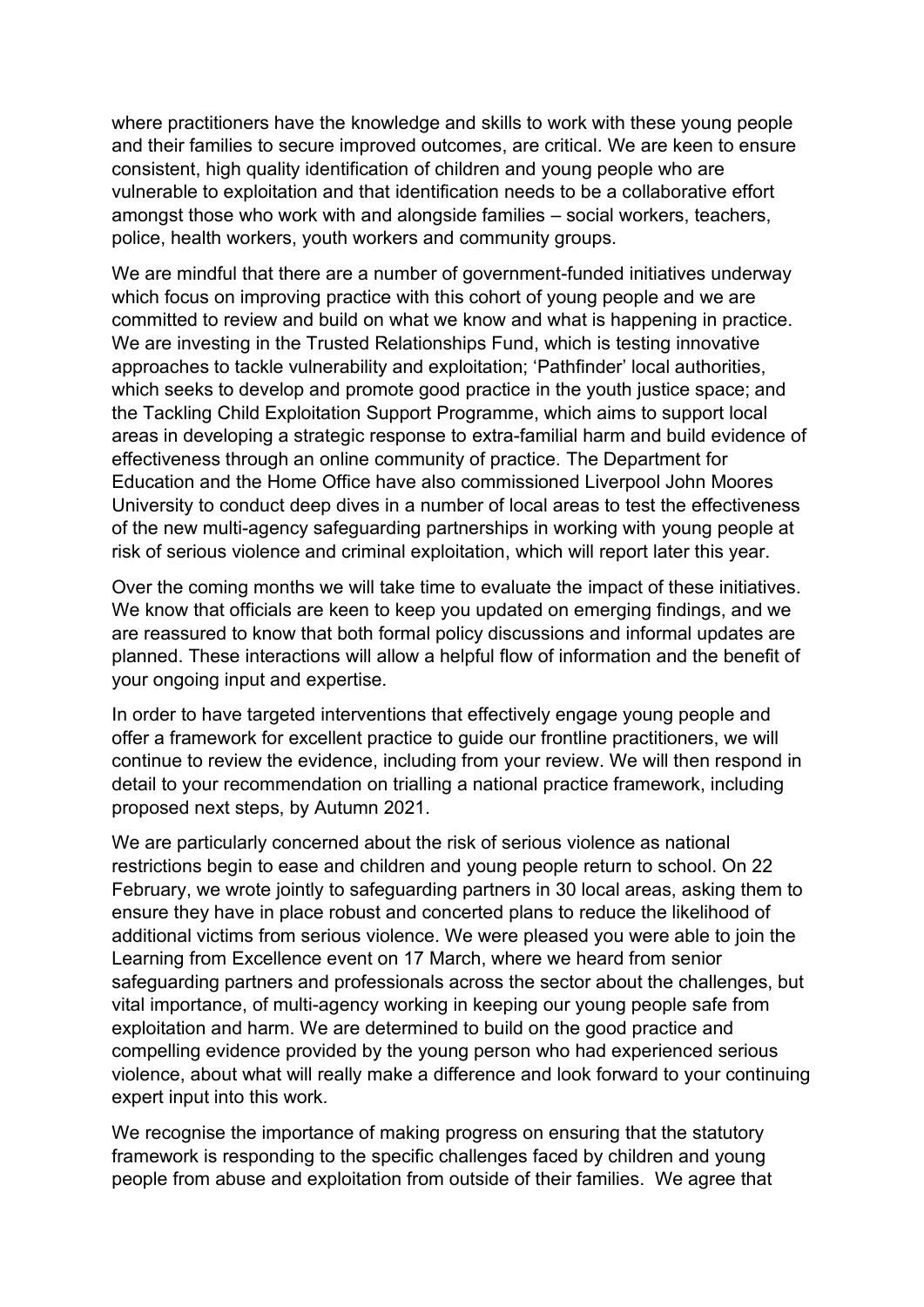where practitioners have the knowledge and skills to work with these young people and their families to secure improved outcomes, are critical. We are keen to ensure consistent, high quality identification of children and young people who are vulnerable to exploitation and that identification needs to be a collaborative effort amongst those who work with and alongside families – social workers, teachers, police, health workers, youth workers and community groups.

We are mindful that there are a number of government-funded initiatives underway which focus on improving practice with this cohort of young people and we are committed to review and build on what we know and what is happening in practice. We are investing in the Trusted Relationships Fund, which is testing innovative approaches to tackle vulnerability and exploitation; 'Pathfinder' local authorities, which seeks to develop and promote good practice in the youth justice space; and the Tackling Child Exploitation Support Programme, which aims to support local areas in developing a strategic response to extra-familial harm and build evidence of effectiveness through an online community of practice. The Department for Education and the Home Office have also commissioned Liverpool John Moores University to conduct deep dives in a number of local areas to test the effectiveness of the new multi-agency safeguarding partnerships in working with young people at risk of serious violence and criminal exploitation, which will report later this year.

Over the coming months we will take time to evaluate the impact of these initiatives. We know that officials are keen to keep you updated on emerging findings, and we are reassured to know that both formal policy discussions and informal updates are planned. These interactions will allow a helpful flow of information and the benefit of your ongoing input and expertise.

In order to have targeted interventions that effectively engage young people and offer a framework for excellent practice to guide our frontline practitioners, we will continue to review the evidence, including from your review. We will then respond in detail to your recommendation on trialling a national practice framework, including proposed next steps, by Autumn 2021.

We are particularly concerned about the risk of serious violence as national restrictions begin to ease and children and young people return to school. On 22 February, we wrote jointly to safeguarding partners in 30 local areas, asking them to ensure they have in place robust and concerted plans to reduce the likelihood of additional victims from serious violence. We were pleased you were able to join the Learning from Excellence event on 17 March, where we heard from senior safeguarding partners and professionals across the sector about the challenges, but vital importance, of multi-agency working in keeping our young people safe from exploitation and harm. We are determined to build on the good practice and compelling evidence provided by the young person who had experienced serious violence, about what will really make a difference and look forward to your continuing expert input into this work.

We recognise the importance of making progress on ensuring that the statutory framework is responding to the specific challenges faced by children and young people from abuse and exploitation from outside of their families. We agree that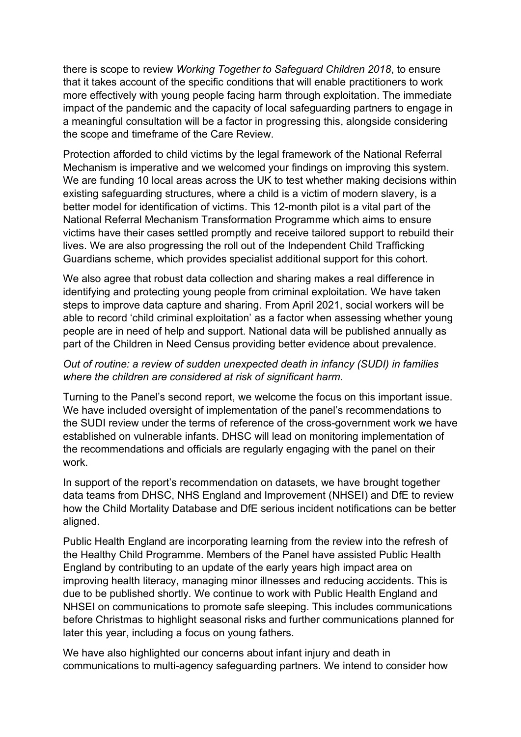there is scope to review *Working Together to Safeguard Children 2018*, to ensure that it takes account of the specific conditions that will enable practitioners to work more effectively with young people facing harm through exploitation. The immediate impact of the pandemic and the capacity of local safeguarding partners to engage in a meaningful consultation will be a factor in progressing this, alongside considering the scope and timeframe of the Care Review.

Protection afforded to child victims by the legal framework of the National Referral Mechanism is imperative and we welcomed your findings on improving this system. We are funding 10 local areas across the UK to test whether making decisions within existing safeguarding structures, where a child is a victim of modern slavery, is a better model for identification of victims. This 12-month pilot is a vital part of the National Referral Mechanism Transformation Programme which aims to ensure victims have their cases settled promptly and receive tailored support to rebuild their lives. We are also progressing the roll out of the Independent Child Trafficking Guardians scheme, which provides specialist additional support for this cohort.

We also agree that robust data collection and sharing makes a real difference in identifying and protecting young people from criminal exploitation. We have taken steps to improve data capture and sharing. From April 2021, social workers will be able to record 'child criminal exploitation' as a factor when assessing whether young people are in need of help and support. National data will be published annually as part of the Children in Need Census providing better evidence about prevalence.

*Out of routine: a review of sudden unexpected death in infancy (SUDI) in families where the children are considered at risk of significant harm.*

Turning to the Panel's second report, we welcome the focus on this important issue. We have included oversight of implementation of the panel's recommendations to the SUDI review under the terms of reference of the cross-government work we have established on vulnerable infants. DHSC will lead on monitoring implementation of the recommendations and officials are regularly engaging with the panel on their work.

In support of the report's recommendation on datasets, we have brought together data teams from DHSC, NHS England and Improvement (NHSEI) and DfE to review how the Child Mortality Database and DfE serious incident notifications can be better aligned.

Public Health England are incorporating learning from the review into the refresh of the Healthy Child Programme. Members of the Panel have assisted Public Health England by contributing to an update of the early years high impact area on improving health literacy, managing minor illnesses and reducing accidents. This is due to be published shortly. We continue to work with Public Health England and NHSEI on communications to promote safe sleeping. This includes communications before Christmas to highlight seasonal risks and further communications planned for later this year, including a focus on young fathers.

We have also highlighted our concerns about infant injury and death in communications to multi-agency safeguarding partners. We intend to consider how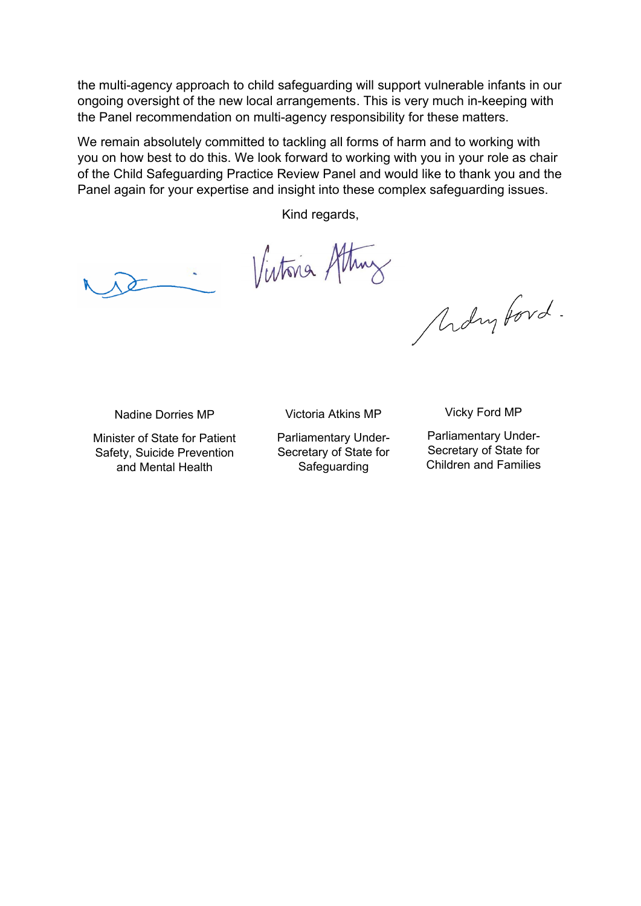the multi-agency approach to child safeguarding will support vulnerable infants in our ongoing oversight of the new local arrangements. This is very much in-keeping with the Panel recommendation on multi-agency responsibility for these matters.

We remain absolutely committed to tackling all forms of harm and to working with you on how best to do this. We look forward to working with you in your role as chair of the Child Safeguarding Practice Review Panel and would like to thank you and the Panel again for your expertise and insight into these complex safeguarding issues.

Kind regards,

| | | |
|---|---|---|
| Nadine Dorries MP | Victoria Atkins MP | Vicky Ford MP |
| Minister of State for Patient Safety, Suicide Prevention and Mental Health | Parliamentary Under-Secretary of State for Safeguarding | Parliamentary Under-Secretary of State for Children and Families |